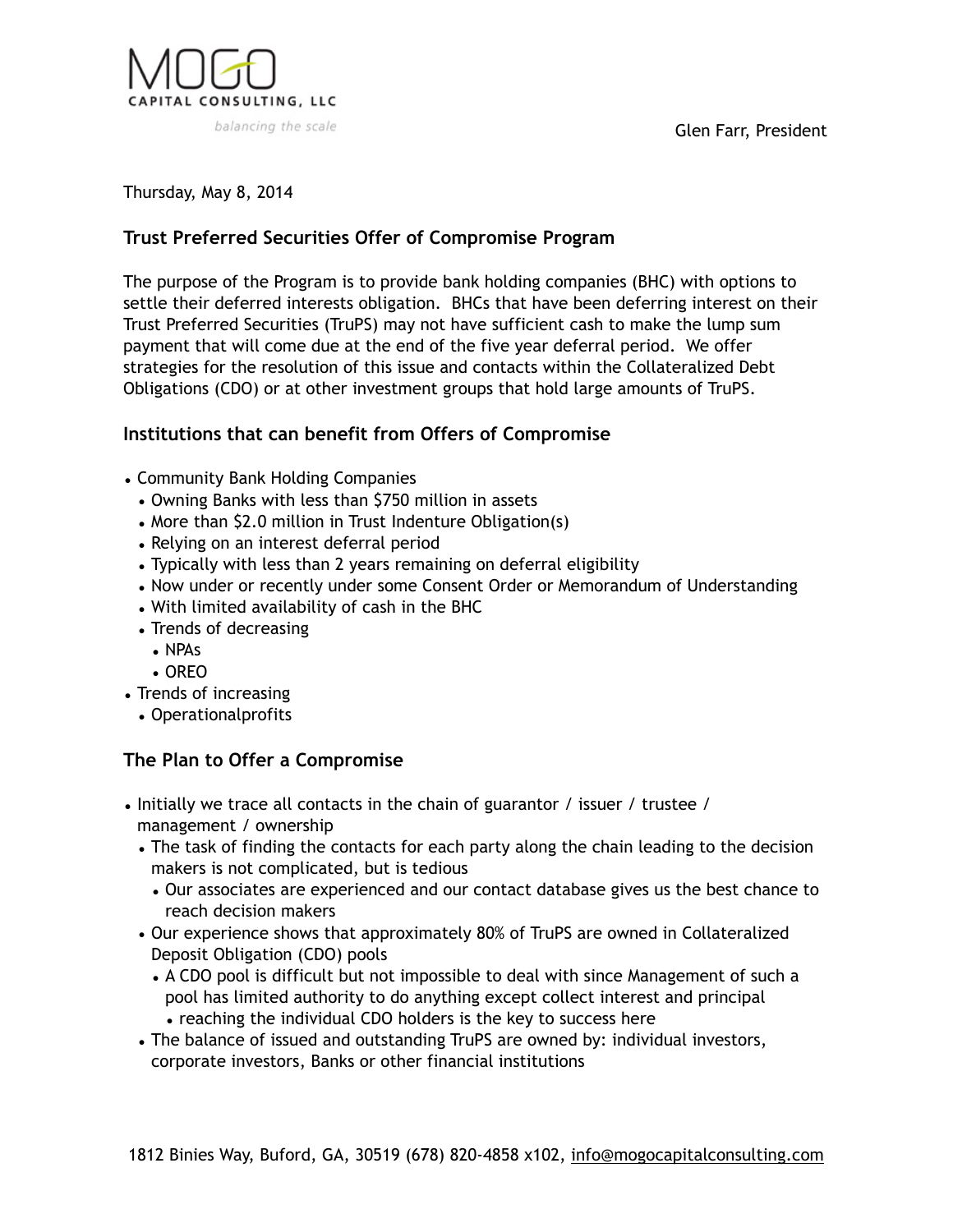MOGO CAPITAL CONSULTING, LLC

*balancing the scale*

Glen Farr, President

Thursday, May 8, 2014

## Trust Preferred Securities Offer of Compromise Program

The purpose of the Program is to provide bank holding companies (BHC) with options to settle their deferred interests obligation. BHCs that have been deferring interest on their Trust Preferred Securities (TruPS) may not have sufficient cash to make the lump sum payment that will come due at the end of the five year deferral period. We offer strategies for the resolution of this issue and contacts within the Collateralized Debt Obligations (CDO) or at other investment groups that hold large amounts of TruPS.

### Institutions that can benefit from Offers of Compromise

- Community Bank Holding Companies
  - Owning Banks with less than $750 million in assets
  - More than $2.0 million in Trust Indenture Obligation(s)
  - Relying on an interest deferral period
  - Typically with less than 2 years remaining on deferral eligibility
  - Now under or recently under some Consent Order or Memorandum of Understanding
  - With limited availability of cash in the BHC
  - Trends of decreasing
    - NPAs
    - OREO
- Trends of increasing
  - Operationalprofits

### The Plan to Offer a Compromise

- Initially we trace all contacts in the chain of guarantor / issuer / trustee / management / ownership
  - The task of finding the contacts for each party along the chain leading to the decision makers is not complicated, but is tedious
    - Our associates are experienced and our contact database gives us the best chance to reach decision makers
  - Our experience shows that approximately 80% of TruPS are owned in Collateralized Deposit Obligation (CDO) pools
    - A CDO pool is difficult but not impossible to deal with since Management of such a pool has limited authority to do anything except collect interest and principal
      - reaching the individual CDO holders is the key to success here
  - The balance of issued and outstanding TruPS are owned by: individual investors, corporate investors, Banks or other financial institutions

1812 Binies Way, Buford, GA, 30519 (678) 820-4858 x102, info@mogocapitalconsulting.com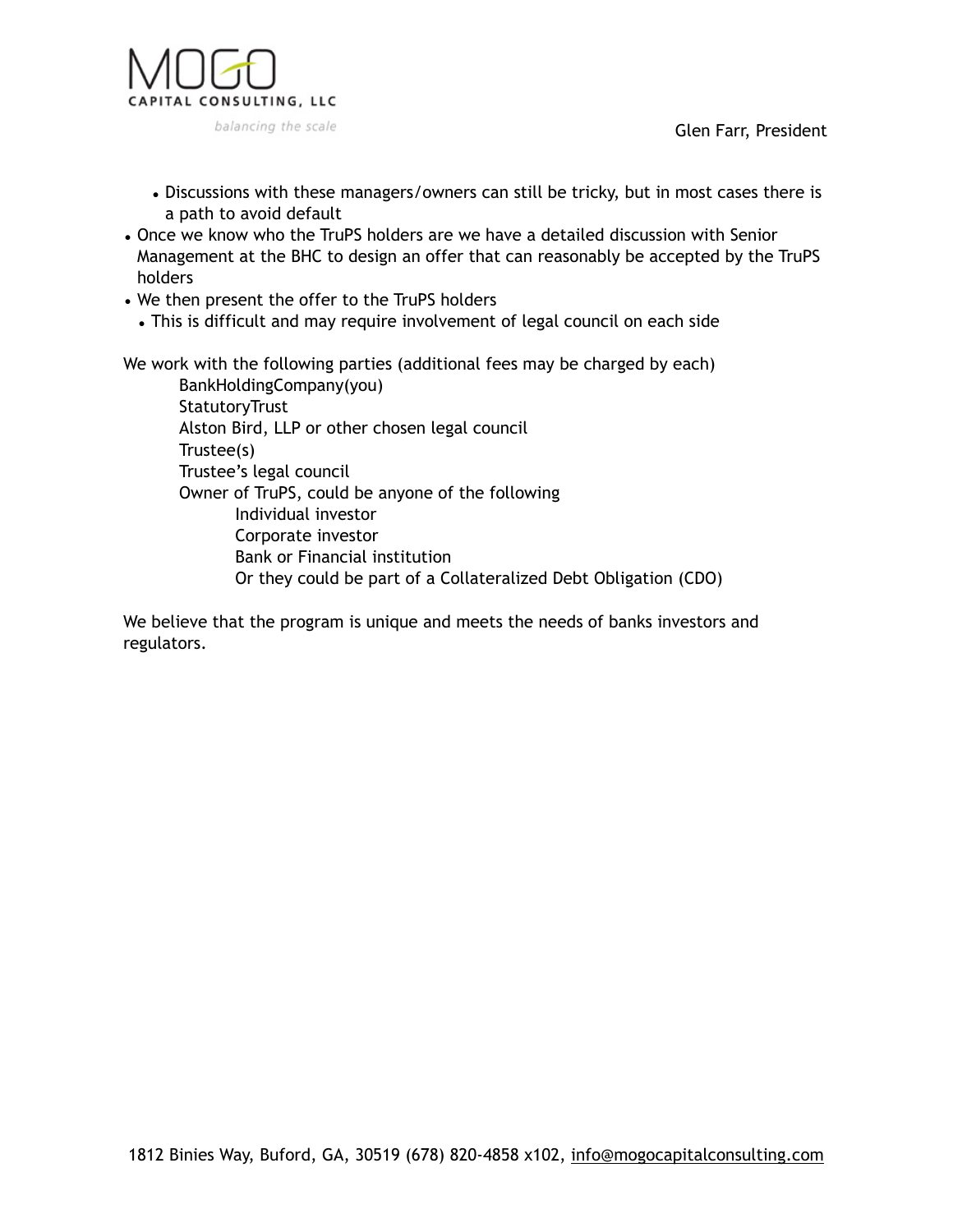- Discussions with these managers/owners can still be tricky, but in most cases there is a path to avoid default
- Once we know who the TruPS holders are we have a detailed discussion with Senior Management at the BHC to design an offer that can reasonably be accepted by the TruPS holders
- We then present the offer to the TruPS holders
  - This is difficult and may require involvement of legal council on each side

We work with the following parties (additional fees may be charged by each)

- BankHoldingCompany(you)
- StatutoryTrust
- Alston Bird, LLP or other chosen legal council
- Trustee(s)
- Trustee's legal council
- Owner of TruPS, could be anyone of the following
  - Individual investor
  - Corporate investor
  - Bank or Financial institution
  - Or they could be part of a Collateralized Debt Obligation (CDO)

We believe that the program is unique and meets the needs of banks investors and regulators.